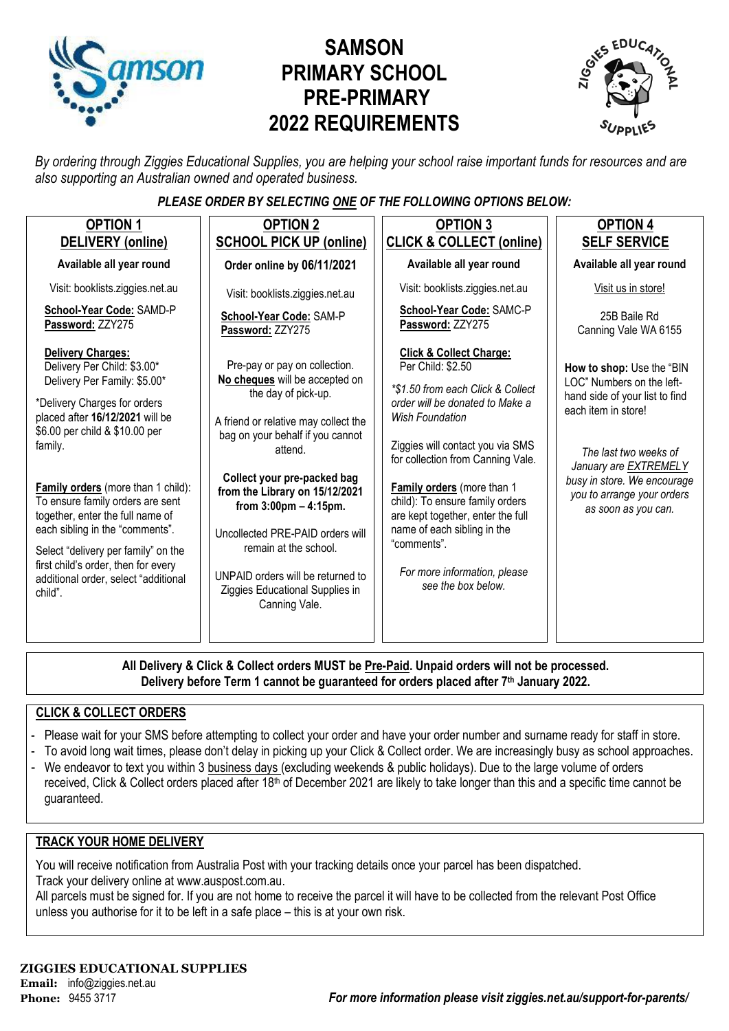# SAMSON PRIMARY SCHOOL PRE-PRIMARY 2022 REQUIREMENTS

*By ordering through Ziggies Educational Supplies, you are helping your school raise important funds for resources and are also supporting an Australian owned and operated business.*

***PLEASE ORDER BY SELECTING ONE OF THE FOLLOWING OPTIONS BELOW:***

## OPTION 1 – DELIVERY (online)

**Available all year round**

Visit: booklists.ziggies.net.au

**School-Year Code:** SAMD-P
**Password:** ZZY275

**Delivery Charges:**
Delivery Per Child: $3.00*
Delivery Per Family: $5.00*

*Delivery Charges for orders placed after **16/12/2021** will be $6.00 per child & $10.00 per family.

**Family orders** (more than 1 child): To ensure family orders are sent together, enter the full name of each sibling in the "comments".

Select "delivery per family" on the first child's order, then for every additional order, select "additional child".

## OPTION 2 – SCHOOL PICK UP (online)

**Order online by 06/11/2021**

Visit: booklists.ziggies.net.au

**School-Year Code:** SAM-P
**Password:** ZZY275

Pre-pay or pay on collection. **No cheques** will be accepted on the day of pick-up.

A friend or relative may collect the bag on your behalf if you cannot attend.

**Collect your pre-packed bag from the Library on 15/12/2021 from 3:00pm – 4:15pm.**

Uncollected PRE-PAID orders will remain at the school.

UNPAID orders will be returned to Ziggies Educational Supplies in Canning Vale.

## OPTION 3 – CLICK & COLLECT (online)

**Available all year round**

Visit: booklists.ziggies.net.au

**School-Year Code:** SAMC-P
**Password:** ZZY275

**Click & Collect Charge:**
Per Child: $2.50

*\*$1.50 from each Click & Collect order will be donated to Make a Wish Foundation*

Ziggies will contact you via SMS for collection from Canning Vale.

**Family orders** (more than 1 child): To ensure family orders are kept together, enter the full name of each sibling in the "comments".

*For more information, please see the box below.*

## OPTION 4 – SELF SERVICE

**Available all year round**

Visit us in store!

25B Baile Rd
Canning Vale WA 6155

**How to shop:** Use the "BIN LOC" Numbers on the left-hand side of your list to find each item in store!

*The last two weeks of January are EXTREMELY busy in store. We encourage you to arrange your orders as soon as you can.*

---

**All Delivery & Click & Collect orders MUST be Pre-Paid. Unpaid orders will not be processed.**
**Delivery before Term 1 cannot be guaranteed for orders placed after 7th January 2022.**

## CLICK & COLLECT ORDERS

- Please wait for your SMS before attempting to collect your order and have your order number and surname ready for staff in store.
- To avoid long wait times, please don't delay in picking up your Click & Collect order. We are increasingly busy as school approaches.
- We endeavor to text you within 3 business days (excluding weekends & public holidays). Due to the large volume of orders received, Click & Collect orders placed after 18th of December 2021 are likely to take longer than this and a specific time cannot be guaranteed.

## TRACK YOUR HOME DELIVERY

You will receive notification from Australia Post with your tracking details once your parcel has been dispatched.
Track your delivery online at www.auspost.com.au.
All parcels must be signed for. If you are not home to receive the parcel it will have to be collected from the relevant Post Office unless you authorise for it to be left in a safe place – this is at your own risk.

**ZIGGIES EDUCATIONAL SUPPLIES**
**Email:** info@ziggies.net.au
**Phone:** 9455 3717

***For more information please visit ziggies.net.au/support-for-parents/***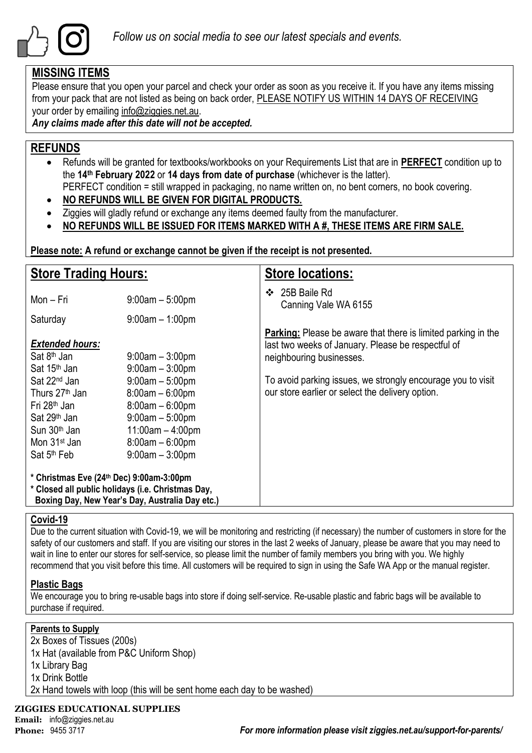*Follow us on social media to see our latest specials and events.*

## MISSING ITEMS

Please ensure that you open your parcel and check your order as soon as you receive it. If you have any items missing from your pack that are not listed as being on back order, PLEASE NOTIFY US WITHIN 14 DAYS OF RECEIVING your order by emailing info@ziggies.net.au.

***Any claims made after this date will not be accepted.***

## REFUNDS

- Refunds will be granted for textbooks/workbooks on your Requirements List that are in **PERFECT** condition up to the **14th February 2022** or **14 days from date of purchase** (whichever is the latter). PERFECT condition = still wrapped in packaging, no name written on, no bent corners, no book covering.
- **NO REFUNDS WILL BE GIVEN FOR DIGITAL PRODUCTS.**
- Ziggies will gladly refund or exchange any items deemed faulty from the manufacturer.
- **NO REFUNDS WILL BE ISSUED FOR ITEMS MARKED WITH A #, THESE ITEMS ARE FIRM SALE.**

**Please note: A refund or exchange cannot be given if the receipt is not presented.**

## Store Trading Hours:

| | |
|---|---|
| Mon – Fri | 9:00am – 5:00pm |
| Saturday | 9:00am – 1:00pm |

***Extended hours:***

| | |
|---|---|
| Sat 8th Jan | 9:00am – 3:00pm |
| Sat 15th Jan | 9:00am – 3:00pm |
| Sat 22nd Jan | 9:00am – 5:00pm |
| Thurs 27th Jan | 8:00am – 6:00pm |
| Fri 28th Jan | 8:00am – 6:00pm |
| Sat 29th Jan | 9:00am – 5:00pm |
| Sun 30th Jan | 11:00am – 4:00pm |
| Mon 31st Jan | 8:00am – 6:00pm |
| Sat 5th Feb | 9:00am – 3:00pm |

**\* Christmas Eve (24th Dec) 9:00am-3:00pm**
**\* Closed all public holidays (i.e. Christmas Day, Boxing Day, New Year's Day, Australia Day etc.)**

## Store locations:

- 25B Baile Rd
  Canning Vale WA 6155

**Parking:** Please be aware that there is limited parking in the last two weeks of January. Please be respectful of neighbouring businesses.

To avoid parking issues, we strongly encourage you to visit our store earlier or select the delivery option.

## Covid-19

Due to the current situation with Covid-19, we will be monitoring and restricting (if necessary) the number of customers in store for the safety of our customers and staff. If you are visiting our stores in the last 2 weeks of January, please be aware that you may need to wait in line to enter our stores for self-service, so please limit the number of family members you bring with you. We highly recommend that you visit before this time. All customers will be required to sign in using the Safe WA App or the manual register.

## Plastic Bags

We encourage you to bring re-usable bags into store if doing self-service. Re-usable plastic and fabric bags will be available to purchase if required.

**Parents to Supply**

2x Boxes of Tissues (200s)
1x Hat (available from P&C Uniform Shop)
1x Library Bag
1x Drink Bottle
2x Hand towels with loop (this will be sent home each day to be washed)

**ZIGGIES EDUCATIONAL SUPPLIES**
**Email:** info@ziggies.net.au
**Phone:** 9455 3717

***For more information please visit ziggies.net.au/support-for-parents/***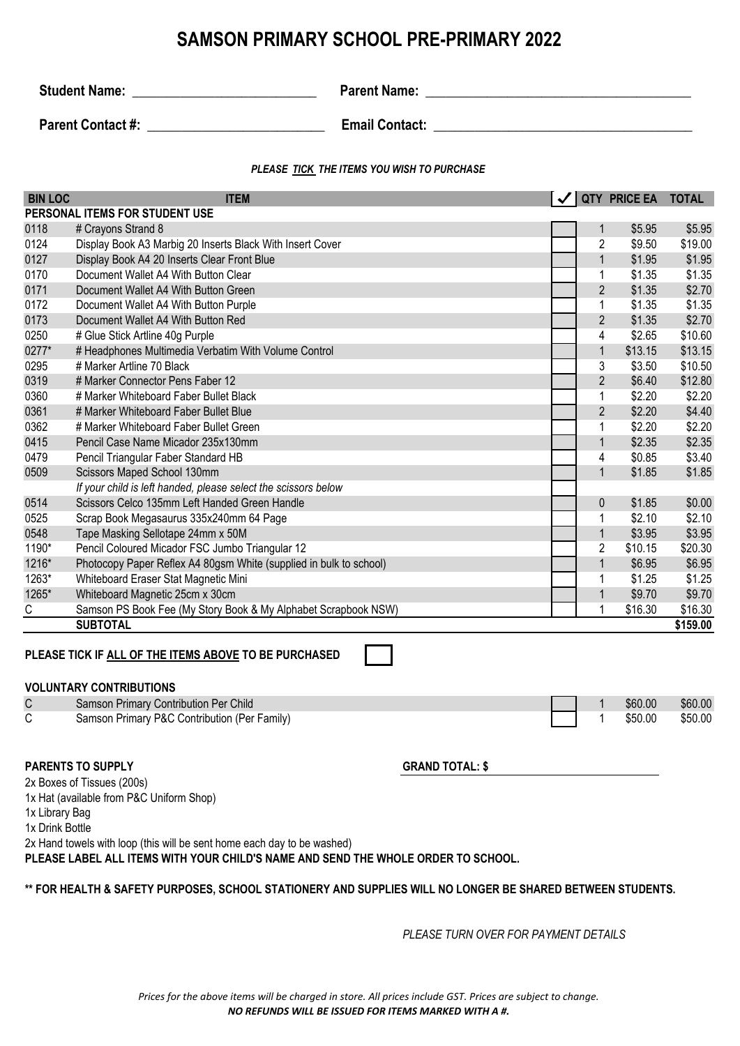# SAMSON PRIMARY SCHOOL PRE-PRIMARY 2022

**Student Name:** ___________________________ **Parent Name:** _______________________________________

**Parent Contact #:** __________________________ **Email Contact:** _____________________________________

***PLEASE TICK THE ITEMS YOU WISH TO PURCHASE***

| BIN LOC | ITEM | ✓ | QTY | PRICE EA | TOTAL |
|---|---|---|---|---|---|
| **PERSONAL ITEMS FOR STUDENT USE** | | | | | |
| 0118 | # Crayons Strand 8 | | 1 | $5.95 | $5.95 |
| 0124 | Display Book A3 Marbig 20 Inserts Black With Insert Cover | | 2 | $9.50 | $19.00 |
| 0127 | Display Book A4 20 Inserts Clear Front Blue | | 1 | $1.95 | $1.95 |
| 0170 | Document Wallet A4 With Button Clear | | 1 | $1.35 | $1.35 |
| 0171 | Document Wallet A4 With Button Green | | 2 | $1.35 | $2.70 |
| 0172 | Document Wallet A4 With Button Purple | | 1 | $1.35 | $1.35 |
| 0173 | Document Wallet A4 With Button Red | | 2 | $1.35 | $2.70 |
| 0250 | # Glue Stick Artline 40g Purple | | 4 | $2.65 | $10.60 |
| 0277* | # Headphones Multimedia Verbatim With Volume Control | | 1 | $13.15 | $13.15 |
| 0295 | # Marker Artline 70 Black | | 3 | $3.50 | $10.50 |
| 0319 | # Marker Connector Pens Faber 12 | | 2 | $6.40 | $12.80 |
| 0360 | # Marker Whiteboard Faber Bullet Black | | 1 | $2.20 | $2.20 |
| 0361 | # Marker Whiteboard Faber Bullet Blue | | 2 | $2.20 | $4.40 |
| 0362 | # Marker Whiteboard Faber Bullet Green | | 1 | $2.20 | $2.20 |
| 0415 | Pencil Case Name Micador 235x130mm | | 1 | $2.35 | $2.35 |
| 0479 | Pencil Triangular Faber Standard HB | | 4 | $0.85 | $3.40 |
| 0509 | Scissors Maped School 130mm | | 1 | $1.85 | $1.85 |
| | *If your child is left handed, please select the scissors below* | | | | |
| 0514 | Scissors Celco 135mm Left Handed Green Handle | | 0 | $1.85 | $0.00 |
| 0525 | Scrap Book Megasaurus 335x240mm 64 Page | | 1 | $2.10 | $2.10 |
| 0548 | Tape Masking Sellotape 24mm x 50M | | 1 | $3.95 | $3.95 |
| 1190* | Pencil Coloured Micador FSC Jumbo Triangular 12 | | 2 | $10.15 | $20.30 |
| 1216* | Photocopy Paper Reflex A4 80gsm White (supplied in bulk to school) | | 1 | $6.95 | $6.95 |
| 1263* | Whiteboard Eraser Stat Magnetic Mini | | 1 | $1.25 | $1.25 |
| 1265* | Whiteboard Magnetic 25cm x 30cm | | 1 | $9.70 | $9.70 |
| C | Samson PS Book Fee (My Story Book & My Alphabet Scrapbook NSW) | | 1 | $16.30 | $16.30 |
| | **SUBTOTAL** | | | | **$159.00** |

**PLEASE TICK IF ALL OF THE ITEMS ABOVE TO BE PURCHASED** ☐

**VOLUNTARY CONTRIBUTIONS**

| | | ✓ | QTY | PRICE EA | TOTAL |
|---|---|---|---|---|---|
| C | Samson Primary Contribution Per Child | | 1 | $60.00 | $60.00 |
| C | Samson Primary P&C Contribution (Per Family) | | 1 | $50.00 | $50.00 |

**GRAND TOTAL: $** ______________________

**PARENTS TO SUPPLY**

2x Boxes of Tissues (200s)
1x Hat (available from P&C Uniform Shop)
1x Library Bag
1x Drink Bottle
2x Hand towels with loop (this will be sent home each day to be washed)

**PLEASE LABEL ALL ITEMS WITH YOUR CHILD'S NAME AND SEND THE WHOLE ORDER TO SCHOOL.**

**\*\* FOR HEALTH & SAFETY PURPOSES, SCHOOL STATIONERY AND SUPPLIES WILL NO LONGER BE SHARED BETWEEN STUDENTS.**

*PLEASE TURN OVER FOR PAYMENT DETAILS*

*Prices for the above items will be charged in store. All prices include GST. Prices are subject to change.*
***NO REFUNDS WILL BE ISSUED FOR ITEMS MARKED WITH A #.***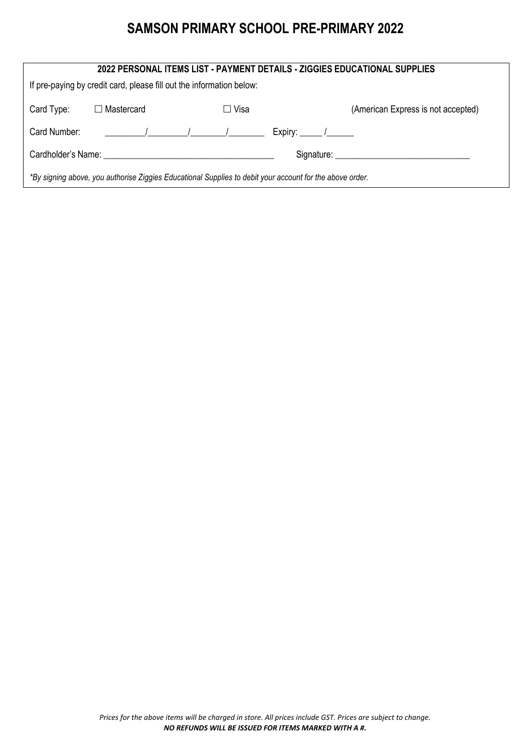# SAMSON PRIMARY SCHOOL PRE-PRIMARY 2022

**2022 PERSONAL ITEMS LIST - PAYMENT DETAILS - ZIGGIES EDUCATIONAL SUPPLIES**

If pre-paying by credit card, please fill out the information below:

Card Type: ☐ Mastercard ☐ Visa (American Express is not accepted)

Card Number: _________/_________/________/________ Expiry: _____ /______

Cardholder's Name: ______________________________________ Signature: ______________________________

*\*By signing above, you authorise Ziggies Educational Supplies to debit your account for the above order.*

*Prices for the above items will be charged in store. All prices include GST. Prices are subject to change.*

***NO REFUNDS WILL BE ISSUED FOR ITEMS MARKED WITH A #.***